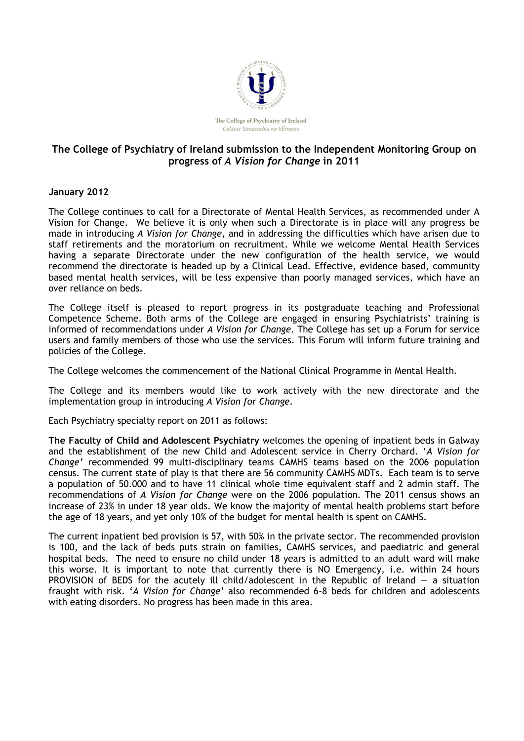The College of Psychiatry of Ireland
*Coláiste Siciatrachta na hÉireann*

## The College of Psychiatry of Ireland submission to the Independent Monitoring Group on progress of *A Vision for Change* in 2011

**January 2012**

The College continues to call for a Directorate of Mental Health Services, as recommended under A Vision for Change. We believe it is only when such a Directorate is in place will any progress be made in introducing *A Vision for Change*, and in addressing the difficulties which have arisen due to staff retirements and the moratorium on recruitment. While we welcome Mental Health Services having a separate Directorate under the new configuration of the health service, we would recommend the directorate is headed up by a Clinical Lead. Effective, evidence based, community based mental health services, will be less expensive than poorly managed services, which have an over reliance on beds.

The College itself is pleased to report progress in its postgraduate teaching and Professional Competence Scheme. Both arms of the College are engaged in ensuring Psychiatrists' training is informed of recommendations under *A Vision for Change*. The College has set up a Forum for service users and family members of those who use the services. This Forum will inform future training and policies of the College.

The College welcomes the commencement of the National Clinical Programme in Mental Health.

The College and its members would like to work actively with the new directorate and the implementation group in introducing *A Vision for Change*.

Each Psychiatry specialty report on 2011 as follows:

**The Faculty of Child and Adolescent Psychiatry** welcomes the opening of inpatient beds in Galway and the establishment of the new Child and Adolescent service in Cherry Orchard. '*A Vision for Change'* recommended 99 multi-disciplinary teams CAMHS teams based on the 2006 population census. The current state of play is that there are 56 community CAMHS MDTs. Each team is to serve a population of 50.000 and to have 11 clinical whole time equivalent staff and 2 admin staff. The recommendations of *A Vision for Change* were on the 2006 population. The 2011 census shows an increase of 23% in under 18 year olds. We know the majority of mental health problems start before the age of 18 years, and yet only 10% of the budget for mental health is spent on CAMHS.

The current inpatient bed provision is 57, with 50% in the private sector. The recommended provision is 100, and the lack of beds puts strain on families, CAMHS services, and paediatric and general hospital beds. The need to ensure no child under 18 years is admitted to an adult ward will make this worse. It is important to note that currently there is NO Emergency, i.e. within 24 hours PROVISION of BEDS for the acutely ill child/adolescent in the Republic of Ireland — a situation fraught with risk. '*A Vision for Change'* also recommended 6-8 beds for children and adolescents with eating disorders. No progress has been made in this area.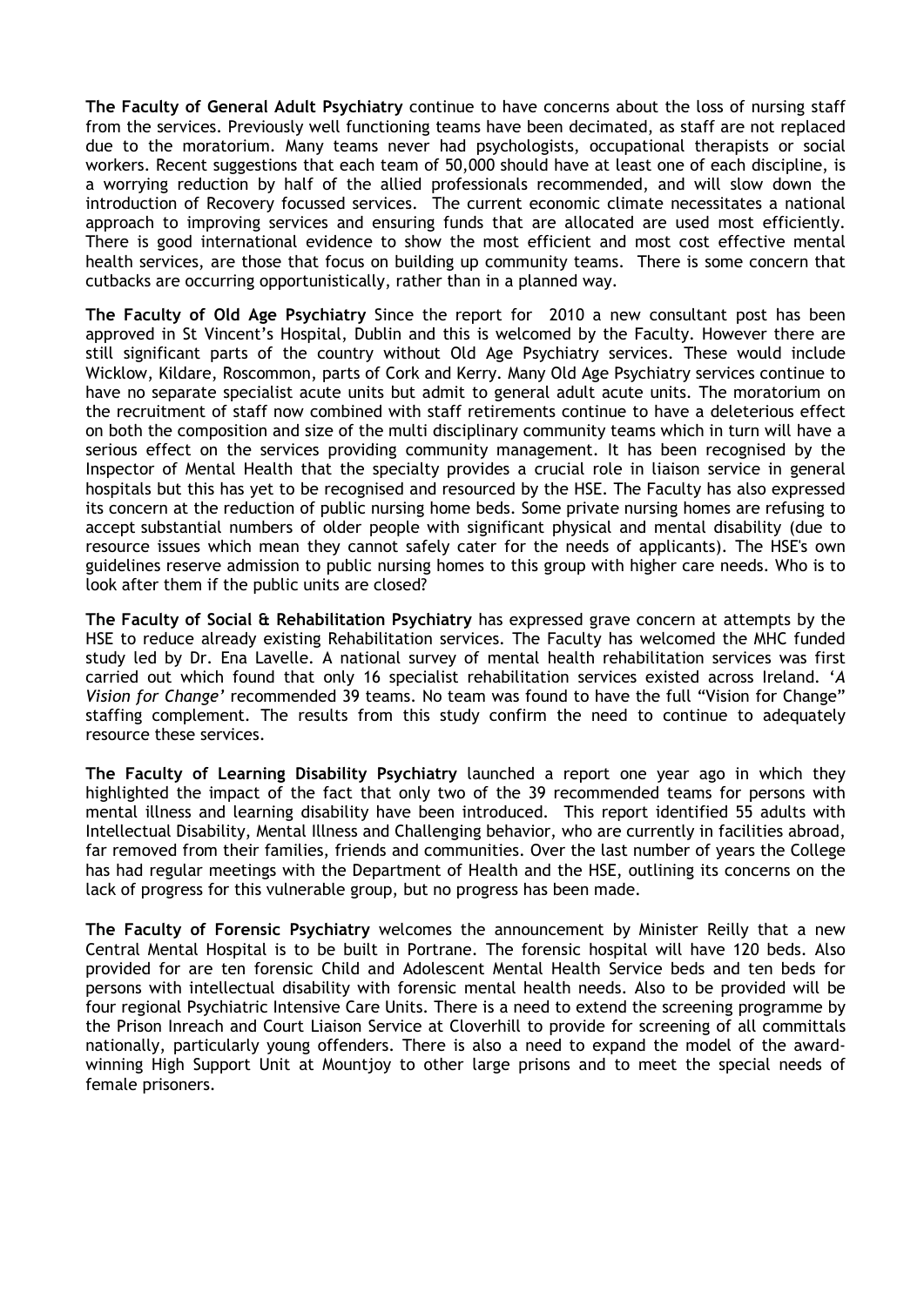**The Faculty of General Adult Psychiatry** continue to have concerns about the loss of nursing staff from the services. Previously well functioning teams have been decimated, as staff are not replaced due to the moratorium. Many teams never had psychologists, occupational therapists or social workers. Recent suggestions that each team of 50,000 should have at least one of each discipline, is a worrying reduction by half of the allied professionals recommended, and will slow down the introduction of Recovery focussed services. The current economic climate necessitates a national approach to improving services and ensuring funds that are allocated are used most efficiently. There is good international evidence to show the most efficient and most cost effective mental health services, are those that focus on building up community teams. There is some concern that cutbacks are occurring opportunistically, rather than in a planned way.

**The Faculty of Old Age Psychiatry** Since the report for 2010 a new consultant post has been approved in St Vincent's Hospital, Dublin and this is welcomed by the Faculty. However there are still significant parts of the country without Old Age Psychiatry services. These would include Wicklow, Kildare, Roscommon, parts of Cork and Kerry. Many Old Age Psychiatry services continue to have no separate specialist acute units but admit to general adult acute units. The moratorium on the recruitment of staff now combined with staff retirements continue to have a deleterious effect on both the composition and size of the multi disciplinary community teams which in turn will have a serious effect on the services providing community management. It has been recognised by the Inspector of Mental Health that the specialty provides a crucial role in liaison service in general hospitals but this has yet to be recognised and resourced by the HSE. The Faculty has also expressed its concern at the reduction of public nursing home beds. Some private nursing homes are refusing to accept substantial numbers of older people with significant physical and mental disability (due to resource issues which mean they cannot safely cater for the needs of applicants). The HSE's own guidelines reserve admission to public nursing homes to this group with higher care needs. Who is to look after them if the public units are closed?

**The Faculty of Social & Rehabilitation Psychiatry** has expressed grave concern at attempts by the HSE to reduce already existing Rehabilitation services. The Faculty has welcomed the MHC funded study led by Dr. Ena Lavelle. A national survey of mental health rehabilitation services was first carried out which found that only 16 specialist rehabilitation services existed across Ireland. '*A Vision for Change'* recommended 39 teams. No team was found to have the full "Vision for Change" staffing complement. The results from this study confirm the need to continue to adequately resource these services.

**The Faculty of Learning Disability Psychiatry** launched a report one year ago in which they highlighted the impact of the fact that only two of the 39 recommended teams for persons with mental illness and learning disability have been introduced. This report identified 55 adults with Intellectual Disability, Mental Illness and Challenging behavior, who are currently in facilities abroad, far removed from their families, friends and communities. Over the last number of years the College has had regular meetings with the Department of Health and the HSE, outlining its concerns on the lack of progress for this vulnerable group, but no progress has been made.

**The Faculty of Forensic Psychiatry** welcomes the announcement by Minister Reilly that a new Central Mental Hospital is to be built in Portrane. The forensic hospital will have 120 beds. Also provided for are ten forensic Child and Adolescent Mental Health Service beds and ten beds for persons with intellectual disability with forensic mental health needs. Also to be provided will be four regional Psychiatric Intensive Care Units. There is a need to extend the screening programme by the Prison Inreach and Court Liaison Service at Cloverhill to provide for screening of all committals nationally, particularly young offenders. There is also a need to expand the model of the award-winning High Support Unit at Mountjoy to other large prisons and to meet the special needs of female prisoners.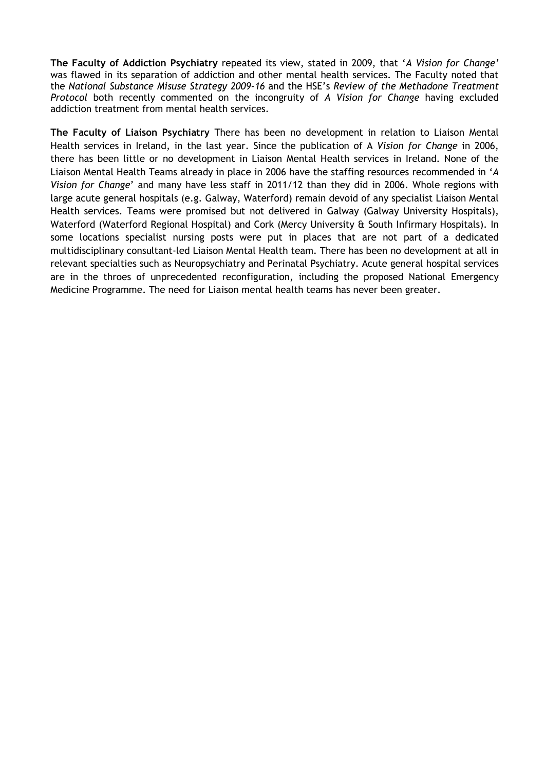**The Faculty of Addiction Psychiatry** repeated its view, stated in 2009, that '*A Vision for Change'* was flawed in its separation of addiction and other mental health services. The Faculty noted that the *National Substance Misuse Strategy 2009-16* and the HSE's *Review of the Methadone Treatment Protocol* both recently commented on the incongruity of *A Vision for Change* having excluded addiction treatment from mental health services.

**The Faculty of Liaison Psychiatry** There has been no development in relation to Liaison Mental Health services in Ireland, in the last year. Since the publication of A *Vision for Change* in 2006, there has been little or no development in Liaison Mental Health services in Ireland. None of the Liaison Mental Health Teams already in place in 2006 have the staffing resources recommended in '*A Vision for Change*' and many have less staff in 2011/12 than they did in 2006. Whole regions with large acute general hospitals (e.g. Galway, Waterford) remain devoid of any specialist Liaison Mental Health services. Teams were promised but not delivered in Galway (Galway University Hospitals), Waterford (Waterford Regional Hospital) and Cork (Mercy University & South Infirmary Hospitals). In some locations specialist nursing posts were put in places that are not part of a dedicated multidisciplinary consultant-led Liaison Mental Health team. There has been no development at all in relevant specialties such as Neuropsychiatry and Perinatal Psychiatry. Acute general hospital services are in the throes of unprecedented reconfiguration, including the proposed National Emergency Medicine Programme. The need for Liaison mental health teams has never been greater.